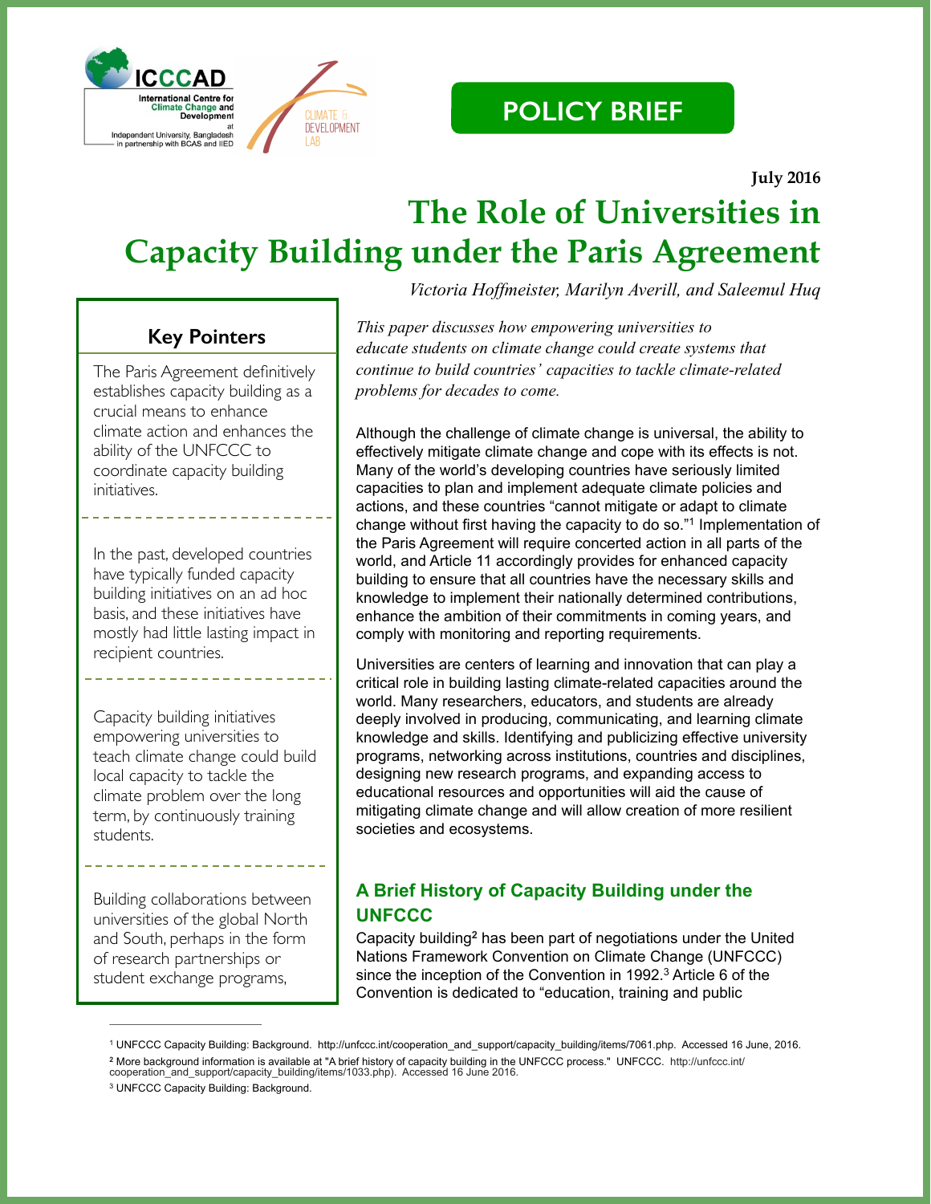POLICY BRIEF

**July 2016**

# The Role of Universities in Capacity Building under the Paris Agreement

*Victoria Hoffmeister, Marilyn Averill, and Saleemul Huq*

*This paper discusses how empowering universities to educate students on climate change could create systems that continue to build countries' capacities to tackle climate-related problems for decades to come.*

Although the challenge of climate change is universal, the ability to effectively mitigate climate change and cope with its effects is not. Many of the world's developing countries have seriously limited capacities to plan and implement adequate climate policies and actions, and these countries "cannot mitigate or adapt to climate change without first having the capacity to do so."[1] Implementation of the Paris Agreement will require concerted action in all parts of the world, and Article 11 accordingly provides for enhanced capacity building to ensure that all countries have the necessary skills and knowledge to implement their nationally determined contributions, enhance the ambition of their commitments in coming years, and comply with monitoring and reporting requirements.

Universities are centers of learning and innovation that can play a critical role in building lasting climate-related capacities around the world. Many researchers, educators, and students are already deeply involved in producing, communicating, and learning climate knowledge and skills. Identifying and publicizing effective university programs, networking across institutions, countries and disciplines, designing new research programs, and expanding access to educational resources and opportunities will aid the cause of mitigating climate change and will allow creation of more resilient societies and ecosystems.

## Key Pointers

The Paris Agreement definitively establishes capacity building as a crucial means to enhance climate action and enhances the ability of the UNFCCC to coordinate capacity building initiatives.

In the past, developed countries have typically funded capacity building initiatives on an ad hoc basis, and these initiatives have mostly had little lasting impact in recipient countries.

Capacity building initiatives empowering universities to teach climate change could build local capacity to tackle the climate problem over the long term, by continuously training students.

Building collaborations between universities of the global North and South, perhaps in the form of research partnerships or student exchange programs,

## A Brief History of Capacity Building under the UNFCCC

Capacity building[2] has been part of negotiations under the United Nations Framework Convention on Climate Change (UNFCCC) since the inception of the Convention in 1992.[3] Article 6 of the Convention is dedicated to "education, training and public

---

[1] UNFCCC Capacity Building: Background. http://unfccc.int/cooperation_and_support/capacity_building/items/7061.php. Accessed 16 June, 2016.

[2] More background information is available at "A brief history of capacity building in the UNFCCC process." UNFCCC. http://unfccc.int/cooperation_and_support/capacity_building/items/1033.php). Accessed 16 June 2016.

[3] UNFCCC Capacity Building: Background.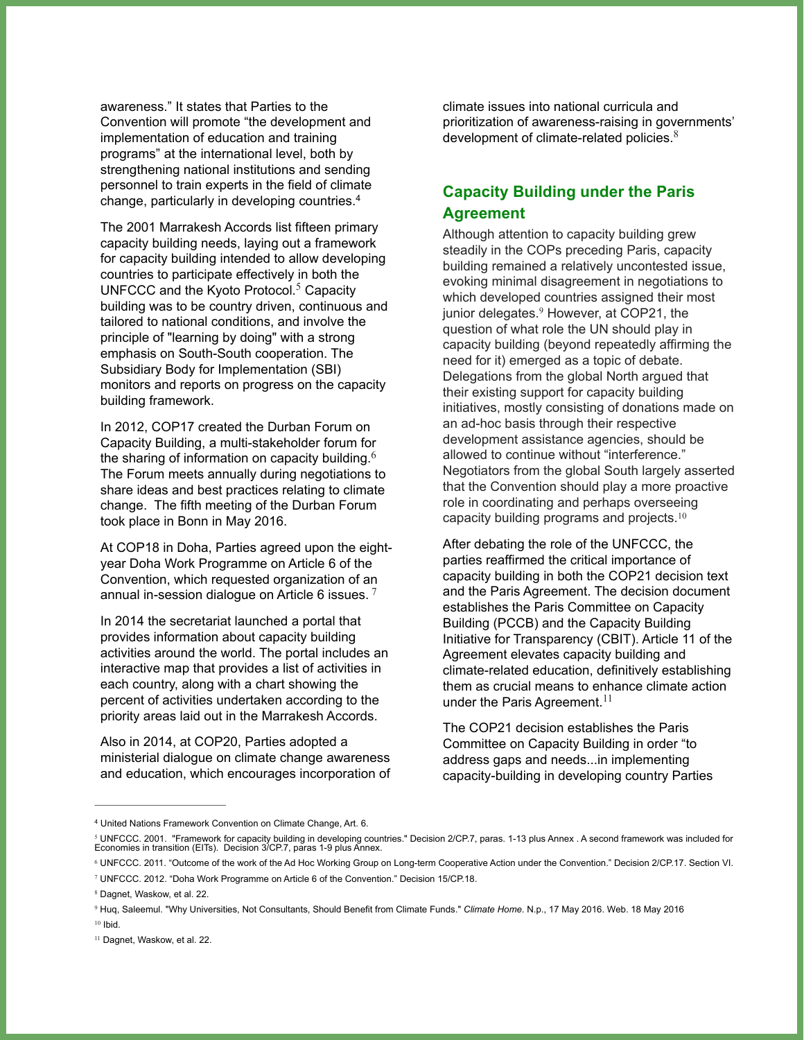awareness." It states that Parties to the Convention will promote "the development and implementation of education and training programs" at the international level, both by strengthening national institutions and sending personnel to train experts in the field of climate change, particularly in developing countries.[4]

The 2001 Marrakesh Accords list fifteen primary capacity building needs, laying out a framework for capacity building intended to allow developing countries to participate effectively in both the UNFCCC and the Kyoto Protocol.[5] Capacity building was to be country driven, continuous and tailored to national conditions, and involve the principle of "learning by doing" with a strong emphasis on South-South cooperation. The Subsidiary Body for Implementation (SBI) monitors and reports on progress on the capacity building framework.

In 2012, COP17 created the Durban Forum on Capacity Building, a multi-stakeholder forum for the sharing of information on capacity building.[6] The Forum meets annually during negotiations to share ideas and best practices relating to climate change. The fifth meeting of the Durban Forum took place in Bonn in May 2016.

At COP18 in Doha, Parties agreed upon the eight-year Doha Work Programme on Article 6 of the Convention, which requested organization of an annual in-session dialogue on Article 6 issues. [7]

In 2014 the secretariat launched a portal that provides information about capacity building activities around the world. The portal includes an interactive map that provides a list of activities in each country, along with a chart showing the percent of activities undertaken according to the priority areas laid out in the Marrakesh Accords.

Also in 2014, at COP20, Parties adopted a ministerial dialogue on climate change awareness and education, which encourages incorporation of climate issues into national curricula and prioritization of awareness-raising in governments' development of climate-related policies.[8]

## Capacity Building under the Paris Agreement

Although attention to capacity building grew steadily in the COPs preceding Paris, capacity building remained a relatively uncontested issue, evoking minimal disagreement in negotiations to which developed countries assigned their most junior delegates.[9] However, at COP21, the question of what role the UN should play in capacity building (beyond repeatedly affirming the need for it) emerged as a topic of debate. Delegations from the global North argued that their existing support for capacity building initiatives, mostly consisting of donations made on an ad-hoc basis through their respective development assistance agencies, should be allowed to continue without "interference." Negotiators from the global South largely asserted that the Convention should play a more proactive role in coordinating and perhaps overseeing capacity building programs and projects.[10]

After debating the role of the UNFCCC, the parties reaffirmed the critical importance of capacity building in both the COP21 decision text and the Paris Agreement. The decision document establishes the Paris Committee on Capacity Building (PCCB) and the Capacity Building Initiative for Transparency (CBIT). Article 11 of the Agreement elevates capacity building and climate-related education, definitively establishing them as crucial means to enhance climate action under the Paris Agreement.[11]

The COP21 decision establishes the Paris Committee on Capacity Building in order "to address gaps and needs...in implementing capacity-building in developing country Parties

---

[4] United Nations Framework Convention on Climate Change, Art. 6.

[5] UNFCCC. 2001. "Framework for capacity building in developing countries." Decision 2/CP.7, paras. 1-13 plus Annex . A second framework was included for Economies in transition (EITs). Decision 3/CP.7, paras 1-9 plus Annex.

[6] UNFCCC. 2011. "Outcome of the work of the Ad Hoc Working Group on Long-term Cooperative Action under the Convention." Decision 2/CP.17. Section VI.

[7] UNFCCC. 2012. "Doha Work Programme on Article 6 of the Convention." Decision 15/CP.18.

[8] Dagnet, Waskow, et al. 22.

[9] Huq, Saleemul. "Why Universities, Not Consultants, Should Benefit from Climate Funds." *Climate Home*. N.p., 17 May 2016. Web. 18 May 2016

[10] Ibid.

[11] Dagnet, Waskow, et al. 22.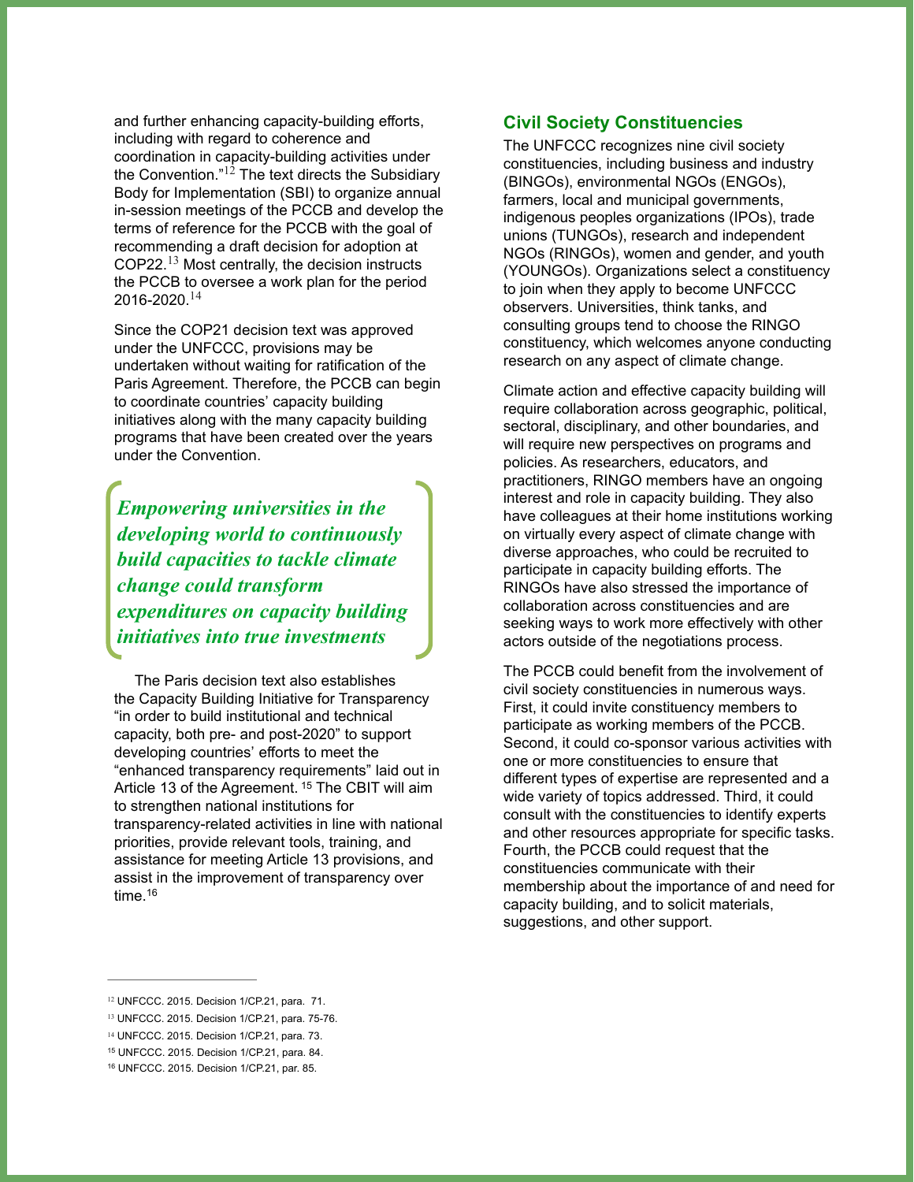and further enhancing capacity-building efforts, including with regard to coherence and coordination in capacity-building activities under the Convention."[12] The text directs the Subsidiary Body for Implementation (SBI) to organize annual in-session meetings of the PCCB and develop the terms of reference for the PCCB with the goal of recommending a draft decision for adoption at COP22.[13] Most centrally, the decision instructs the PCCB to oversee a work plan for the period 2016-2020.[14]

Since the COP21 decision text was approved under the UNFCCC, provisions may be undertaken without waiting for ratification of the Paris Agreement. Therefore, the PCCB can begin to coordinate countries' capacity building initiatives along with the many capacity building programs that have been created over the years under the Convention.

> ***Empowering universities in the developing world to continuously build capacities to tackle climate change could transform expenditures on capacity building initiatives into true investments***

The Paris decision text also establishes the Capacity Building Initiative for Transparency "in order to build institutional and technical capacity, both pre- and post-2020" to support developing countries' efforts to meet the "enhanced transparency requirements" laid out in Article 13 of the Agreement. [15] The CBIT will aim to strengthen national institutions for transparency-related activities in line with national priorities, provide relevant tools, training, and assistance for meeting Article 13 provisions, and assist in the improvement of transparency over time.[16]

## Civil Society Constituencies

The UNFCCC recognizes nine civil society constituencies, including business and industry (BINGOs), environmental NGOs (ENGOs), farmers, local and municipal governments, indigenous peoples organizations (IPOs), trade unions (TUNGOs), research and independent NGOs (RINGOs), women and gender, and youth (YOUNGOs). Organizations select a constituency to join when they apply to become UNFCCC observers. Universities, think tanks, and consulting groups tend to choose the RINGO constituency, which welcomes anyone conducting research on any aspect of climate change.

Climate action and effective capacity building will require collaboration across geographic, political, sectoral, disciplinary, and other boundaries, and will require new perspectives on programs and policies. As researchers, educators, and practitioners, RINGO members have an ongoing interest and role in capacity building. They also have colleagues at their home institutions working on virtually every aspect of climate change with diverse approaches, who could be recruited to participate in capacity building efforts. The RINGOs have also stressed the importance of collaboration across constituencies and are seeking ways to work more effectively with other actors outside of the negotiations process.

The PCCB could benefit from the involvement of civil society constituencies in numerous ways. First, it could invite constituency members to participate as working members of the PCCB. Second, it could co-sponsor various activities with one or more constituencies to ensure that different types of expertise are represented and a wide variety of topics addressed. Third, it could consult with the constituencies to identify experts and other resources appropriate for specific tasks. Fourth, the PCCB could request that the constituencies communicate with their membership about the importance of and need for capacity building, and to solicit materials, suggestions, and other support.

---

[12] UNFCCC. 2015. Decision 1/CP.21, para. 71.

[13] UNFCCC. 2015. Decision 1/CP.21, para. 75-76.

[14] UNFCCC. 2015. Decision 1/CP.21, para. 73.

[15] UNFCCC. 2015. Decision 1/CP.21, para. 84.

[16] UNFCCC. 2015. Decision 1/CP.21, par. 85.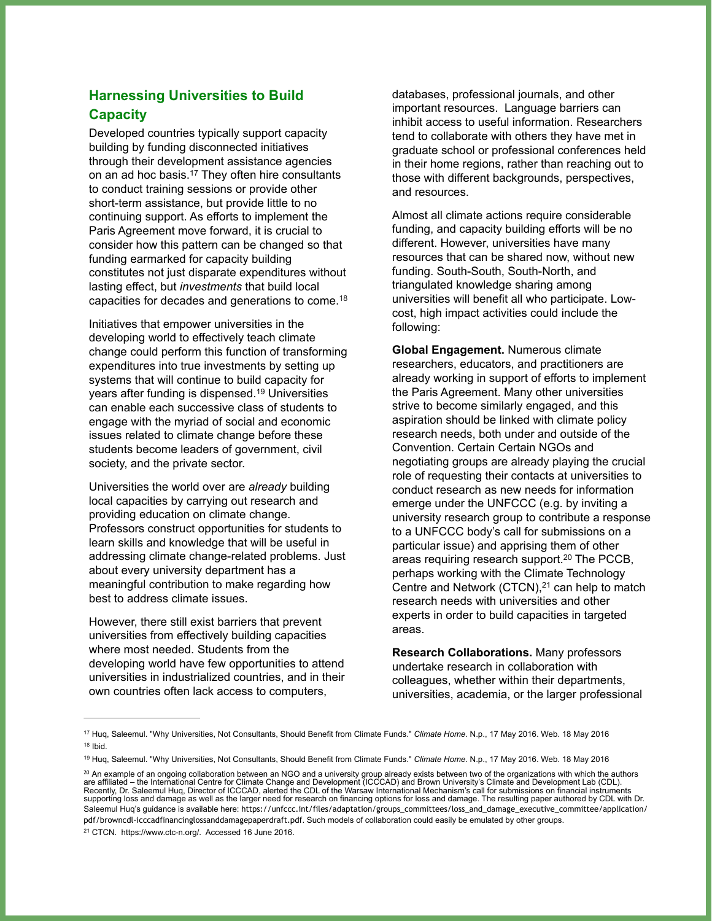## Harnessing Universities to Build Capacity

Developed countries typically support capacity building by funding disconnected initiatives through their development assistance agencies on an ad hoc basis.[17] They often hire consultants to conduct training sessions or provide other short-term assistance, but provide little to no continuing support. As efforts to implement the Paris Agreement move forward, it is crucial to consider how this pattern can be changed so that funding earmarked for capacity building constitutes not just disparate expenditures without lasting effect, but *investments* that build local capacities for decades and generations to come.[18]

Initiatives that empower universities in the developing world to effectively teach climate change could perform this function of transforming expenditures into true investments by setting up systems that will continue to build capacity for years after funding is dispensed.[19] Universities can enable each successive class of students to engage with the myriad of social and economic issues related to climate change before these students become leaders of government, civil society, and the private sector.

Universities the world over are *already* building local capacities by carrying out research and providing education on climate change. Professors construct opportunities for students to learn skills and knowledge that will be useful in addressing climate change-related problems. Just about every university department has a meaningful contribution to make regarding how best to address climate issues.

However, there still exist barriers that prevent universities from effectively building capacities where most needed. Students from the developing world have few opportunities to attend universities in industrialized countries, and in their own countries often lack access to computers, databases, professional journals, and other important resources. Language barriers can inhibit access to useful information. Researchers tend to collaborate with others they have met in graduate school or professional conferences held in their home regions, rather than reaching out to those with different backgrounds, perspectives, and resources.

Almost all climate actions require considerable funding, and capacity building efforts will be no different. However, universities have many resources that can be shared now, without new funding. South-South, South-North, and triangulated knowledge sharing among universities will benefit all who participate. Low-cost, high impact activities could include the following:

**Global Engagement.** Numerous climate researchers, educators, and practitioners are already working in support of efforts to implement the Paris Agreement. Many other universities strive to become similarly engaged, and this aspiration should be linked with climate policy research needs, both under and outside of the Convention. Certain Certain NGOs and negotiating groups are already playing the crucial role of requesting their contacts at universities to conduct research as new needs for information emerge under the UNFCCC (e.g. by inviting a university research group to contribute a response to a UNFCCC body's call for submissions on a particular issue) and apprising them of other areas requiring research support.[20] The PCCB, perhaps working with the Climate Technology Centre and Network (CTCN),[21] can help to match research needs with universities and other experts in order to build capacities in targeted areas.

**Research Collaborations.** Many professors undertake research in collaboration with colleagues, whether within their departments, universities, academia, or the larger professional

---

[17] Huq, Saleemul. "Why Universities, Not Consultants, Should Benefit from Climate Funds." *Climate Home*. N.p., 17 May 2016. Web. 18 May 2016

[18] Ibid.

[19] Huq, Saleemul. "Why Universities, Not Consultants, Should Benefit from Climate Funds." *Climate Home*. N.p., 17 May 2016. Web. 18 May 2016

[20] An example of an ongoing collaboration between an NGO and a university group already exists between two of the organizations with which the authors are affiliated – the International Centre for Climate Change and Development (ICCCAD) and Brown University's Climate and Development Lab (CDL). Recently, Dr. Saleemul Huq, Director of ICCCAD, alerted the CDL of the Warsaw International Mechanism's call for submissions on financial instruments supporting loss and damage as well as the larger need for research on financing options for loss and damage. The resulting paper authored by CDL with Dr. Saleemul Huq's guidance is available here: https://unfccc.int/files/adaptation/groups_committees/loss_and_damage_executive_committee/application/pdf/browncdl-icccadfinancinglossanddamagepaperdraft.pdf. Such models of collaboration could easily be emulated by other groups.

[21] CTCN. https://www.ctc-n.org/. Accessed 16 June 2016.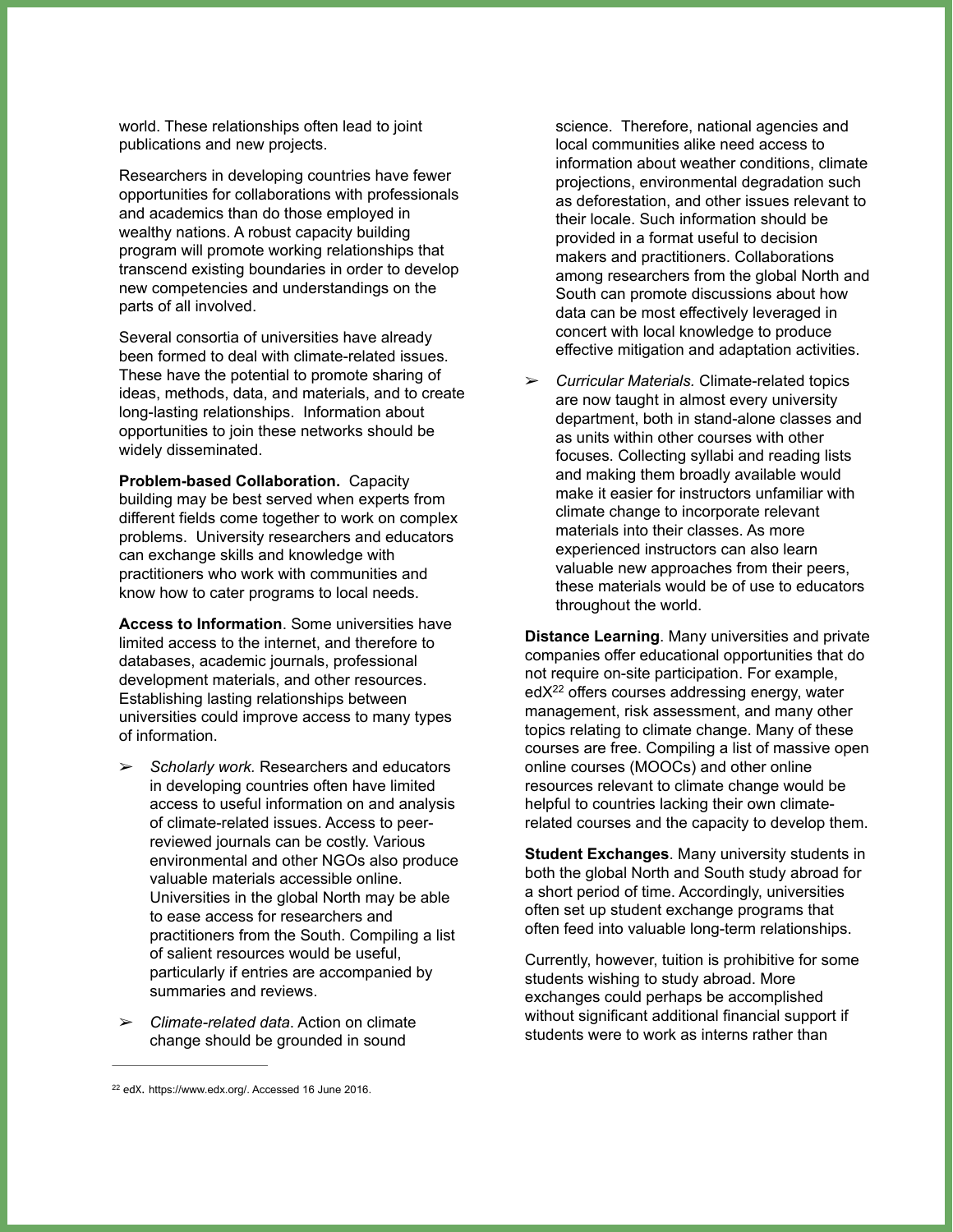world. These relationships often lead to joint publications and new projects.

Researchers in developing countries have fewer opportunities for collaborations with professionals and academics than do those employed in wealthy nations. A robust capacity building program will promote working relationships that transcend existing boundaries in order to develop new competencies and understandings on the parts of all involved.

Several consortia of universities have already been formed to deal with climate-related issues. These have the potential to promote sharing of ideas, methods, data, and materials, and to create long-lasting relationships. Information about opportunities to join these networks should be widely disseminated.

**Problem-based Collaboration.** Capacity building may be best served when experts from different fields come together to work on complex problems. University researchers and educators can exchange skills and knowledge with practitioners who work with communities and know how to cater programs to local needs.

**Access to Information**. Some universities have limited access to the internet, and therefore to databases, academic journals, professional development materials, and other resources. Establishing lasting relationships between universities could improve access to many types of information.

- *Scholarly work.* Researchers and educators in developing countries often have limited access to useful information on and analysis of climate-related issues. Access to peer-reviewed journals can be costly. Various environmental and other NGOs also produce valuable materials accessible online. Universities in the global North may be able to ease access for researchers and practitioners from the South. Compiling a list of salient resources would be useful, particularly if entries are accompanied by summaries and reviews.

- *Climate-related data*. Action on climate change should be grounded in sound science. Therefore, national agencies and local communities alike need access to information about weather conditions, climate projections, environmental degradation such as deforestation, and other issues relevant to their locale. Such information should be provided in a format useful to decision makers and practitioners. Collaborations among researchers from the global North and South can promote discussions about how data can be most effectively leveraged in concert with local knowledge to produce effective mitigation and adaptation activities.

- *Curricular Materials.* Climate-related topics are now taught in almost every university department, both in stand-alone classes and as units within other courses with other focuses. Collecting syllabi and reading lists and making them broadly available would make it easier for instructors unfamiliar with climate change to incorporate relevant materials into their classes. As more experienced instructors can also learn valuable new approaches from their peers, these materials would be of use to educators throughout the world.

**Distance Learning**. Many universities and private companies offer educational opportunities that do not require on-site participation. For example, edX[22] offers courses addressing energy, water management, risk assessment, and many other topics relating to climate change. Many of these courses are free. Compiling a list of massive open online courses (MOOCs) and other online resources relevant to climate change would be helpful to countries lacking their own climate-related courses and the capacity to develop them.

**Student Exchanges**. Many university students in both the global North and South study abroad for a short period of time. Accordingly, universities often set up student exchange programs that often feed into valuable long-term relationships.

Currently, however, tuition is prohibitive for some students wishing to study abroad. More exchanges could perhaps be accomplished without significant additional financial support if students were to work as interns rather than

---

[22] edX. https://www.edx.org/. Accessed 16 June 2016.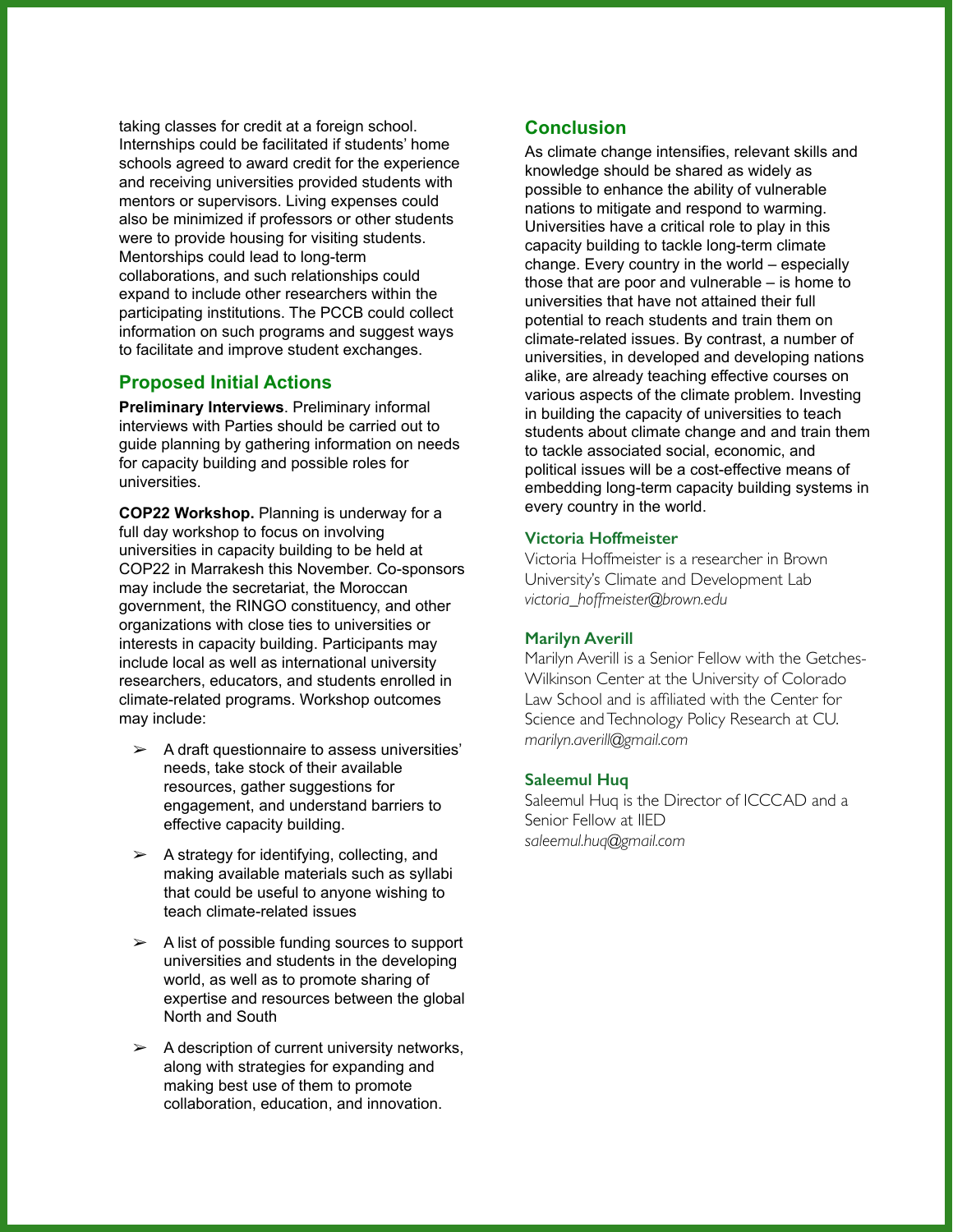taking classes for credit at a foreign school. Internships could be facilitated if students' home schools agreed to award credit for the experience and receiving universities provided students with mentors or supervisors. Living expenses could also be minimized if professors or other students were to provide housing for visiting students. Mentorships could lead to long-term collaborations, and such relationships could expand to include other researchers within the participating institutions. The PCCB could collect information on such programs and suggest ways to facilitate and improve student exchanges.

## Proposed Initial Actions

**Preliminary Interviews**. Preliminary informal interviews with Parties should be carried out to guide planning by gathering information on needs for capacity building and possible roles for universities.

**COP22 Workshop.** Planning is underway for a full day workshop to focus on involving universities in capacity building to be held at COP22 in Marrakesh this November. Co-sponsors may include the secretariat, the Moroccan government, the RINGO constituency, and other organizations with close ties to universities or interests in capacity building. Participants may include local as well as international university researchers, educators, and students enrolled in climate-related programs. Workshop outcomes may include:

- A draft questionnaire to assess universities' needs, take stock of their available resources, gather suggestions for engagement, and understand barriers to effective capacity building.
- A strategy for identifying, collecting, and making available materials such as syllabi that could be useful to anyone wishing to teach climate-related issues
- A list of possible funding sources to support universities and students in the developing world, as well as to promote sharing of expertise and resources between the global North and South
- A description of current university networks, along with strategies for expanding and making best use of them to promote collaboration, education, and innovation.

## Conclusion

As climate change intensifies, relevant skills and knowledge should be shared as widely as possible to enhance the ability of vulnerable nations to mitigate and respond to warming. Universities have a critical role to play in this capacity building to tackle long-term climate change. Every country in the world – especially those that are poor and vulnerable – is home to universities that have not attained their full potential to reach students and train them on climate-related issues. By contrast, a number of universities, in developed and developing nations alike, are already teaching effective courses on various aspects of the climate problem. Investing in building the capacity of universities to teach students about climate change and and train them to tackle associated social, economic, and political issues will be a cost-effective means of embedding long-term capacity building systems in every country in the world.

### Victoria Hoffmeister

Victoria Hoffmeister is a researcher in Brown University's Climate and Development Lab
*victoria_hoffmeister@brown.edu*

### Marilyn Averill

Marilyn Averill is a Senior Fellow with the Getches-Wilkinson Center at the University of Colorado Law School and is affiliated with the Center for Science and Technology Policy Research at CU.
*marilyn.averill@gmail.com*

### Saleemul Huq

Saleemul Huq is the Director of ICCCAD and a Senior Fellow at IIED
*saleemul.huq@gmail.com*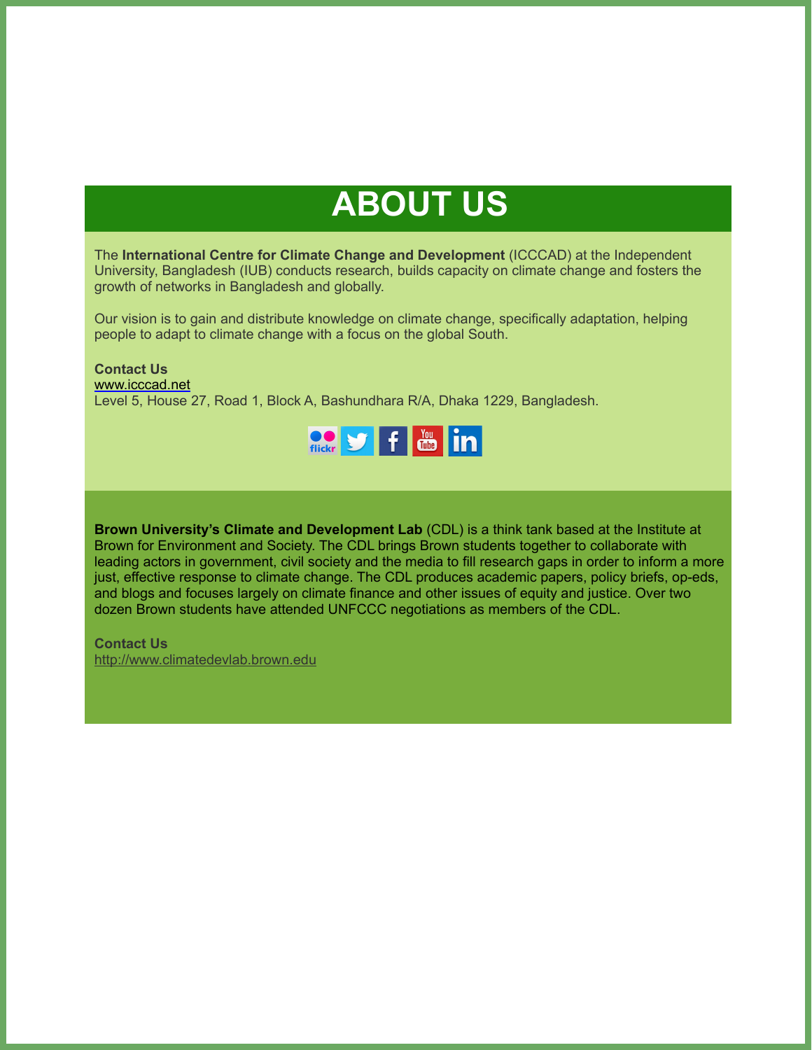# ABOUT US

The **International Centre for Climate Change and Development** (ICCCAD) at the Independent University, Bangladesh (IUB) conducts research, builds capacity on climate change and fosters the growth of networks in Bangladesh and globally.

Our vision is to gain and distribute knowledge on climate change, specifically adaptation, helping people to adapt to climate change with a focus on the global South.

**Contact Us**
www.icccad.net
Level 5, House 27, Road 1, Block A, Bashundhara R/A, Dhaka 1229, Bangladesh.

**Brown University's Climate and Development Lab** (CDL) is a think tank based at the Institute at Brown for Environment and Society. The CDL brings Brown students together to collaborate with leading actors in government, civil society and the media to fill research gaps in order to inform a more just, effective response to climate change. The CDL produces academic papers, policy briefs, op-eds, and blogs and focuses largely on climate finance and other issues of equity and justice. Over two dozen Brown students have attended UNFCCC negotiations as members of the CDL.

**Contact Us**
http://www.climatedevlab.brown.edu